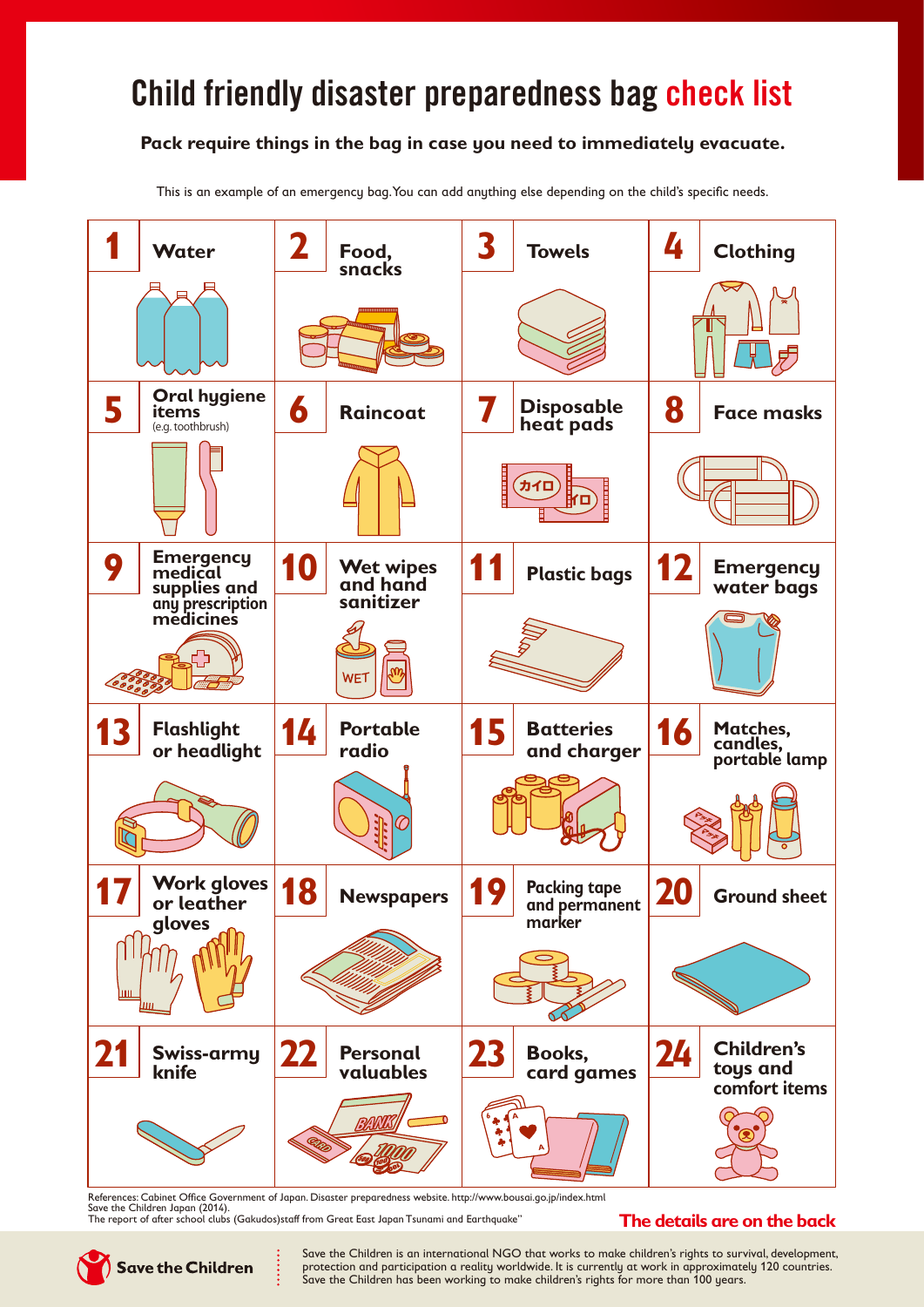# Child friendly disaster preparedness bag check list

**Pack require things in the bag in case you need to immediately evacuate.**

This is an example of an emergency bag. You can add anything else depending on the child's specific needs.

| | | | |
|---|---|---|---|
| **1** Water | **2** Food, snacks | **3** Towels | **4** Clothing |
| **5** Oral hygiene items (e.g. toothbrush) | **6** Raincoat | **7** Disposable heat pads | **8** Face masks |
| **9** Emergency medical supplies and any prescription medicines | **10** Wet wipes and hand sanitizer | **11** Plastic bags | **12** Emergency water bags |
| **13** Flashlight or headlight | **14** Portable radio | **15** Batteries and charger | **16** Matches, candles, portable lamp |
| **17** Work gloves or leather gloves | **18** Newspapers | **19** Packing tape and permanent marker | **20** Ground sheet |
| **21** Swiss-army knife | **22** Personal valuables | **23** Books, card games | **24** Children's toys and comfort items |

References: Cabinet Office Government of Japan. Disaster preparedness website. http://www.bousai.go.jp/index.html
Save the Children Japan (2014).
The report of after school clubs (Gakudos)staff from Great East Japan Tsunami and Earthquake"

**The details are on the back**

Save the Children

Save the Children is an international NGO that works to make children's rights to survival, development, protection and participation a reality worldwide. It is currently at work in approximately 120 countries. Save the Children has been working to make children's rights for more than 100 years.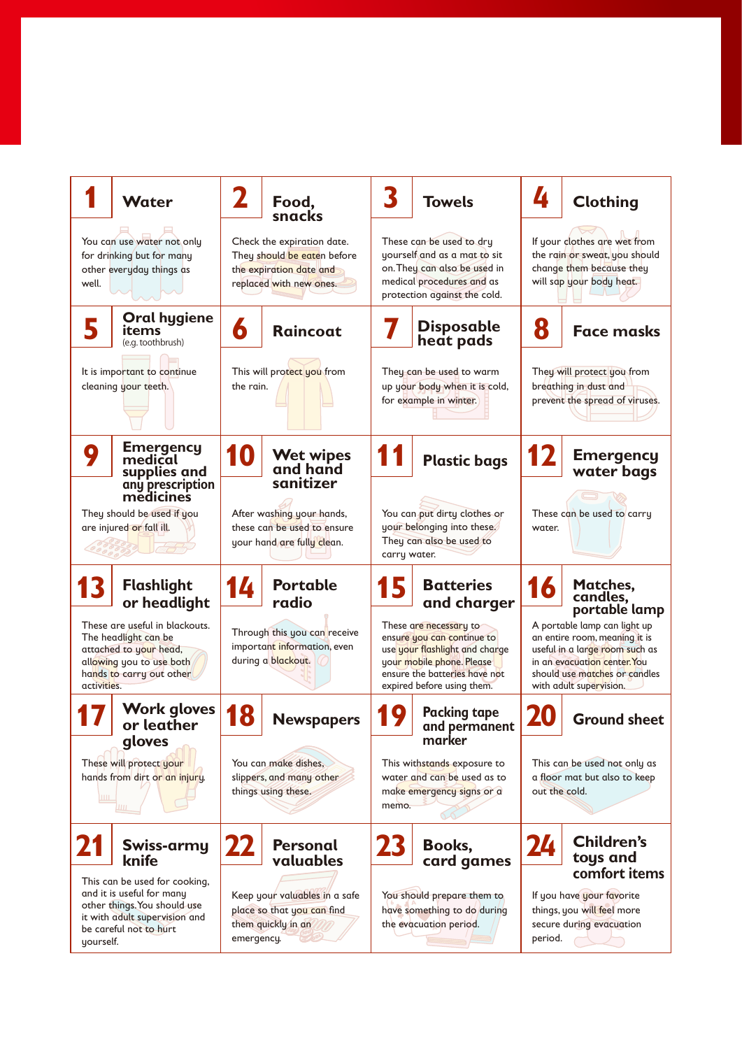## 1 Water

You can use water not only for drinking but for many other everyday things as well.

## 2 Food, snacks

Check the expiration date. They should be eaten before the expiration date and replaced with new ones.

## 3 Towels

These can be used to dry yourself and as a mat to sit on. They can also be used in medical procedures and as protection against the cold.

## 4 Clothing

If your clothes are wet from the rain or sweat, you should change them because they will sap your body heat.

## 5 Oral hygiene items

(e.g. toothbrush)

It is important to continue cleaning your teeth.

## 6 Raincoat

This will protect you from the rain.

## 7 Disposable heat pads

They can be used to warm up your body when it is cold, for example in winter.

## 8 Face masks

They will protect you from breathing in dust and prevent the spread of viruses.

## 9 Emergency medical supplies and any prescription medicines

They should be used if you are injured or fall ill.

## 10 Wet wipes and hand sanitizer

After washing your hands, these can be used to ensure your hand are fully clean.

## 11 Plastic bags

You can put dirty clothes or your belonging into these. They can also be used to carry water.

## 12 Emergency water bags

These can be used to carry water.

## 13 Flashlight or headlight

These are useful in blackouts. The headlight can be attached to your head, allowing you to use both hands to carry out other activities.

## 14 Portable radio

Through this you can receive important information, even during a blackout.

## 15 Batteries and charger

These are necessary to ensure you can continue to use your flashlight and charge your mobile phone. Please ensure the batteries have not expired before using them.

## 16 Matches, candles, portable lamp

A portable lamp can light up an entire room, meaning it is useful in a large room such as in an evacuation center. You should use matches or candles with adult supervision.

## 17 Work gloves or leather gloves

These will protect your hands from dirt or an injury.

## 18 Newspapers

You can make dishes, slippers, and many other things using these.

## 19 Packing tape and permanent marker

This withstands exposure to water and can be used as to make emergency signs or a memo.

## 20 Ground sheet

This can be used not only as a floor mat but also to keep out the cold.

## 21 Swiss-army knife

This can be used for cooking, and it is useful for many other things. You should use it with adult supervision and be careful not to hurt yourself.

## 22 Personal valuables

Keep your valuables in a safe place so that you can find them quickly in an emergency.

## 23 Books, card games

You should prepare them to have something to do during the evacuation period.

## 24 Children's toys and comfort items

If you have your favorite things, you will feel more secure during evacuation period.